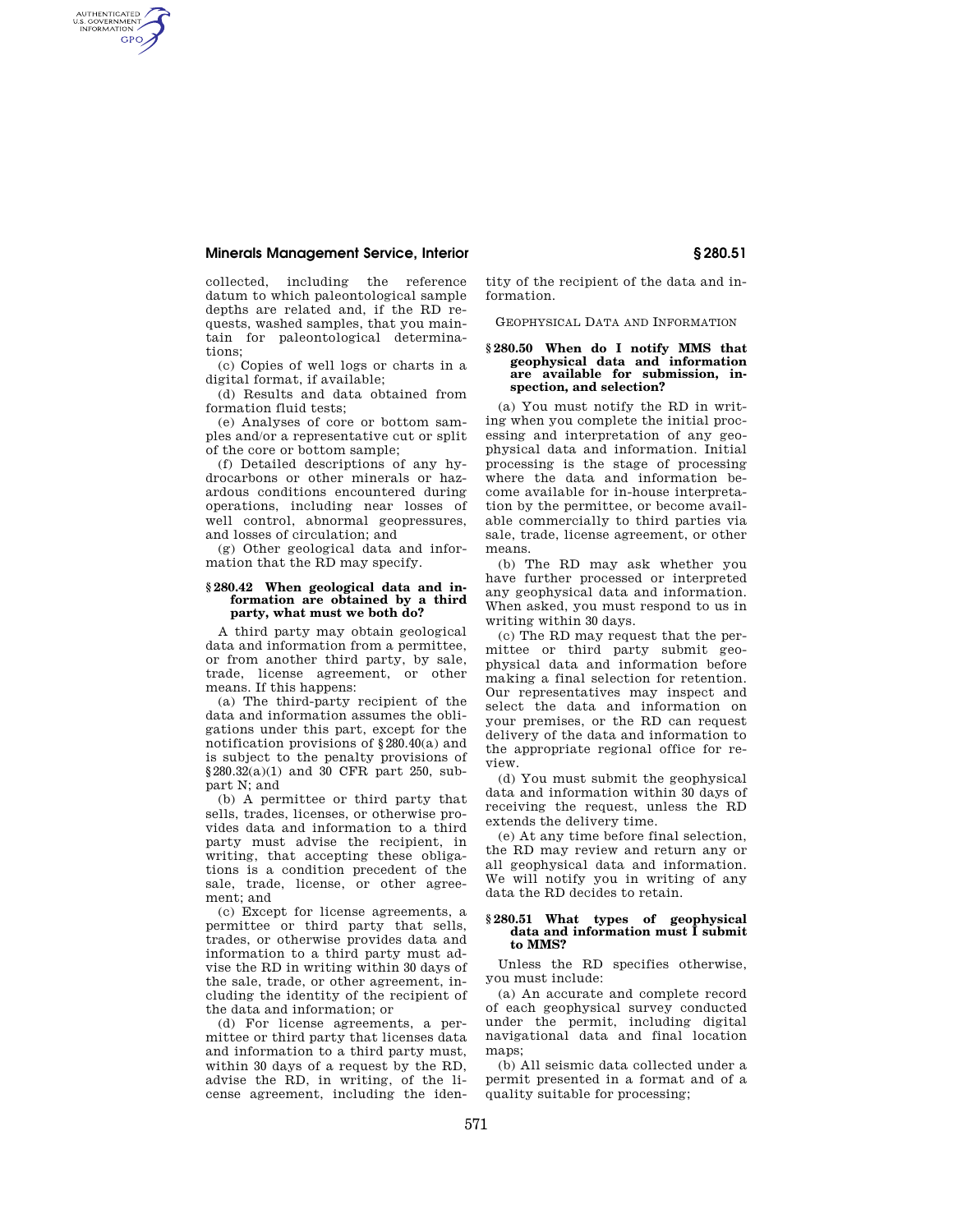collected, including the reference datum to which paleontological sample depths are related and, if the RD requests, washed samples, that you maintain for paleontological determinations;

(c) Copies of well logs or charts in a digital format, if available;

(d) Results and data obtained from formation fluid tests;

(e) Analyses of core or bottom samples and/or a representative cut or split of the core or bottom sample;

(f) Detailed descriptions of any hydrocarbons or other minerals or hazardous conditions encountered during operations, including near losses of well control, abnormal geopressures, and losses of circulation; and

(g) Other geological data and information that the RD may specify.

### § 280.42 When geological data and information are obtained by a third party, what must we both do?

A third party may obtain geological data and information from a permittee, or from another third party, by sale, trade, license agreement, or other means. If this happens:

(a) The third-party recipient of the data and information assumes the obligations under this part, except for the notification provisions of § 280.40(a) and is subject to the penalty provisions of § 280.32(a)(1) and 30 CFR part 250, subpart N; and

(b) A permittee or third party that sells, trades, licenses, or otherwise provides data and information to a third party must advise the recipient, in writing, that accepting these obligations is a condition precedent of the sale, trade, license, or other agreement; and

(c) Except for license agreements, a permittee or third party that sells, trades, or otherwise provides data and information to a third party must advise the RD in writing within 30 days of the sale, trade, or other agreement, including the identity of the recipient of the data and information; or

(d) For license agreements, a permittee or third party that licenses data and information to a third party must, within 30 days of a request by the RD, advise the RD, in writing, of the license agreement, including the identity of the recipient of the data and information.

## Geophysical Data and Information

### § 280.50 When do I notify MMS that geophysical data and information are available for submission, inspection, and selection?

(a) You must notify the RD in writing when you complete the initial processing and interpretation of any geophysical data and information. Initial processing is the stage of processing where the data and information become available for in-house interpretation by the permittee, or become available commercially to third parties via sale, trade, license agreement, or other means.

(b) The RD may ask whether you have further processed or interpreted any geophysical data and information. When asked, you must respond to us in writing within 30 days.

(c) The RD may request that the permittee or third party submit geophysical data and information before making a final selection for retention. Our representatives may inspect and select the data and information on your premises, or the RD can request delivery of the data and information to the appropriate regional office for review.

(d) You must submit the geophysical data and information within 30 days of receiving the request, unless the RD extends the delivery time.

(e) At any time before final selection, the RD may review and return any or all geophysical data and information. We will notify you in writing of any data the RD decides to retain.

### § 280.51 What types of geophysical data and information must I submit to MMS?

Unless the RD specifies otherwise, you must include:

(a) An accurate and complete record of each geophysical survey conducted under the permit, including digital navigational data and final location maps;

(b) All seismic data collected under a permit presented in a format and of a quality suitable for processing;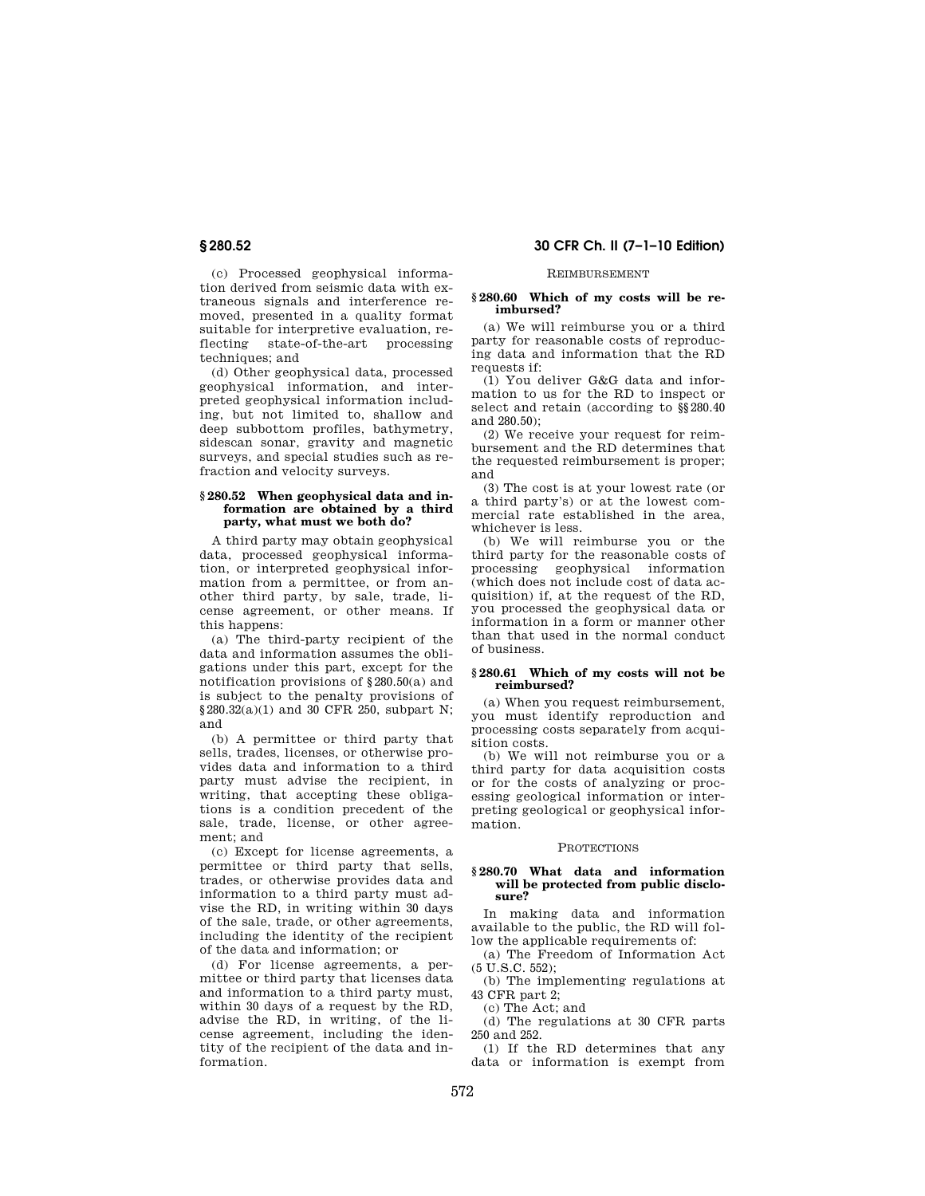(c) Processed geophysical information derived from seismic data with extraneous signals and interference removed, presented in a quality format suitable for interpretive evaluation, reflecting state-of-the-art processing techniques; and

(d) Other geophysical data, processed geophysical information, and interpreted geophysical information including, but not limited to, shallow and deep subbottom profiles, bathymetry, sidescan sonar, gravity and magnetic surveys, and special studies such as refraction and velocity surveys.

### § 280.52 When geophysical data and information are obtained by a third party, what must we both do?

A third party may obtain geophysical data, processed geophysical information, or interpreted geophysical information from a permittee, or from another third party, by sale, trade, license agreement, or other means. If this happens:

(a) The third-party recipient of the data and information assumes the obligations under this part, except for the notification provisions of § 280.50(a) and is subject to the penalty provisions of § 280.32(a)(1) and 30 CFR 250, subpart N; and

(b) A permittee or third party that sells, trades, licenses, or otherwise provides data and information to a third party must advise the recipient, in writing, that accepting these obligations is a condition precedent of the sale, trade, license, or other agreement; and

(c) Except for license agreements, a permittee or third party that sells, trades, or otherwise provides data and information to a third party must advise the RD, in writing within 30 days of the sale, trade, or other agreements, including the identity of the recipient of the data and information; or

(d) For license agreements, a permittee or third party that licenses data and information to a third party must, within 30 days of a request by the RD, advise the RD, in writing, of the license agreement, including the identity of the recipient of the data and information.

## REIMBURSEMENT

### § 280.60 Which of my costs will be reimbursed?

(a) We will reimburse you or a third party for reasonable costs of reproducing data and information that the RD requests if:

(1) You deliver G&G data and information to us for the RD to inspect or select and retain (according to §§ 280.40 and 280.50);

(2) We receive your request for reimbursement and the RD determines that the requested reimbursement is proper; and

(3) The cost is at your lowest rate (or a third party's) or at the lowest commercial rate established in the area, whichever is less.

(b) We will reimburse you or the third party for the reasonable costs of processing geophysical information (which does not include cost of data acquisition) if, at the request of the RD, you processed the geophysical data or information in a form or manner other than that used in the normal conduct of business.

### § 280.61 Which of my costs will not be reimbursed?

(a) When you request reimbursement, you must identify reproduction and processing costs separately from acquisition costs.

(b) We will not reimburse you or a third party for data acquisition costs or for the costs of analyzing or processing geological information or interpreting geological or geophysical information.

## PROTECTIONS

### § 280.70 What data and information will be protected from public disclosure?

In making data and information available to the public, the RD will follow the applicable requirements of:

(a) The Freedom of Information Act (5 U.S.C. 552);

(b) The implementing regulations at 43 CFR part 2;

(c) The Act; and

(d) The regulations at 30 CFR parts 250 and 252.

(1) If the RD determines that any data or information is exempt from